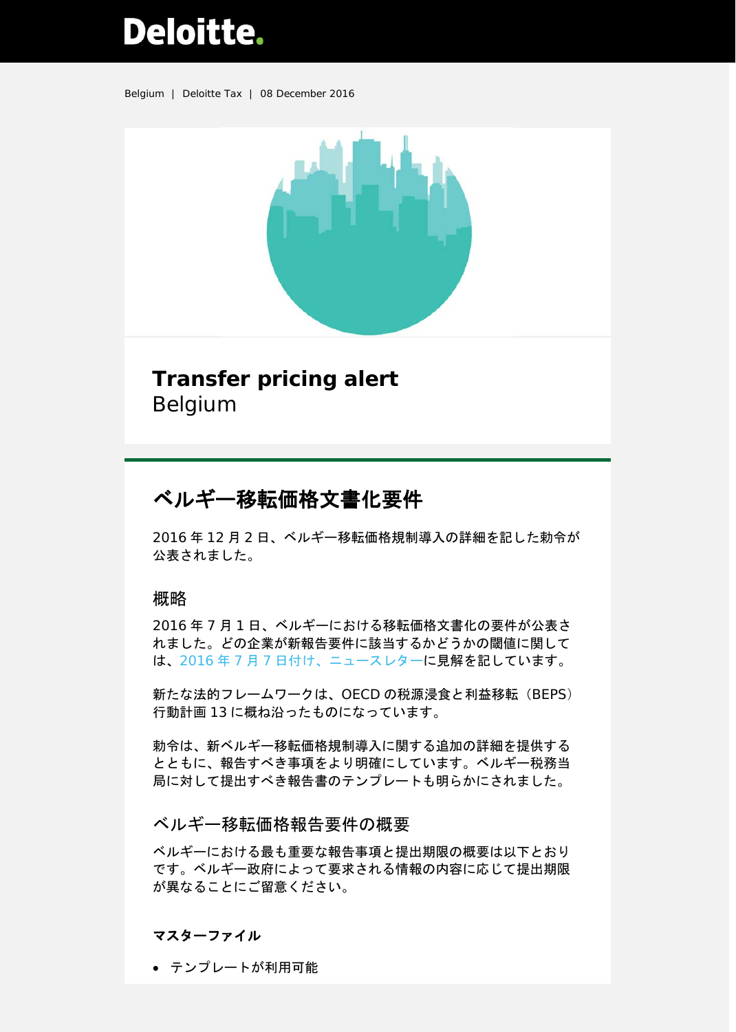Belgium | Deloitte Tax | 08 December 2016

# Transfer pricing alert
Belgium

## ベルギー移転価格文書化要件

2016 年 12 月 2 日、ベルギー移転価格規制導入の詳細を記した勅令が公表されました。

### 概略

2016 年 7 月 1 日、ベルギーにおける移転価格文書化の要件が公表されました。どの企業が新報告要件に該当するかどうかの閾値に関しては、2016 年 7 月 7 日付け、ニュースレターに見解を記しています。

新たな法的フレームワークは、OECD の税源浸食と利益移転（BEPS）行動計画 13 に概ね沿ったものになっています。

勅令は、新ベルギー移転価格規制導入に関する追加の詳細を提供するとともに、報告すべき事項をより明確にしています。ベルギー税務当局に対して提出すべき報告書のテンプレートも明らかにされました。

### ベルギー移転価格報告要件の概要

ベルギーにおける最も重要な報告事項と提出期限の概要は以下とおりです。ベルギー政府によって要求される情報の内容に応じて提出期限が異なることにご留意ください。

**マスターファイル**

- テンプレートが利用可能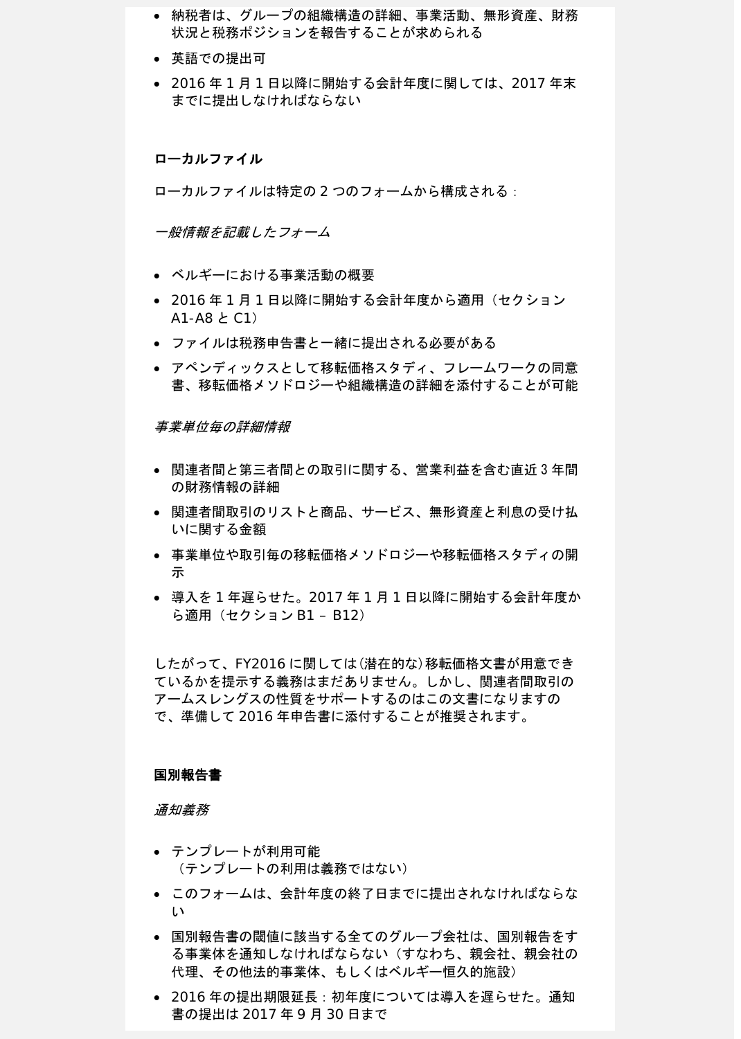- 納税者は、グループの組織構造の詳細、事業活動、無形資産、財務状況と税務ポジションを報告することが求められる
- 英語での提出可
- 2016 年 1 月 1 日以降に開始する会計年度に関しては、2017 年末までに提出しなければならない

**ローカルファイル**

ローカルファイルは特定の 2 つのフォームから構成される：

*一般情報を記載したフォーム*

- ベルギーにおける事業活動の概要
- 2016 年 1 月 1 日以降に開始する会計年度から適用（セクション A1-A8 と C1）
- ファイルは税務申告書と一緒に提出される必要がある
- アペンディックスとして移転価格スタディ、フレームワークの同意書、移転価格メソドロジーや組織構造の詳細を添付することが可能

*事業単位毎の詳細情報*

- 関連者間と第三者間との取引に関する、営業利益を含む直近 3 年間の財務情報の詳細
- 関連者間取引のリストと商品、サービス、無形資産と利息の受け払いに関する金額
- 事業単位や取引毎の移転価格メソドロジーや移転価格スタディの開示
- 導入を 1 年遅らせた。2017 年 1 月 1 日以降に開始する会計年度から適用（セクション B1 – B12）

したがって、FY2016 に関しては（潜在的な）移転価格文書が用意できているかを提示する義務はまだありません。しかし、関連者間取引のアームスレングスの性質をサポートするのはこの文書になりますので、準備して 2016 年申告書に添付することが推奨されます。

**国別報告書**

*通知義務*

- テンプレートが利用可能
  （テンプレートの利用は義務ではない）
- このフォームは、会計年度の終了日までに提出されなければならない
- 国別報告書の閾値に該当する全てのグループ会社は、国別報告をする事業体を通知しなければならない（すなわち、親会社、親会社の代理、その他法的事業体、もしくはベルギー恒久的施設）
- 2016 年の提出期限延長：初年度については導入を遅らせた。通知書の提出は 2017 年 9 月 30 日まで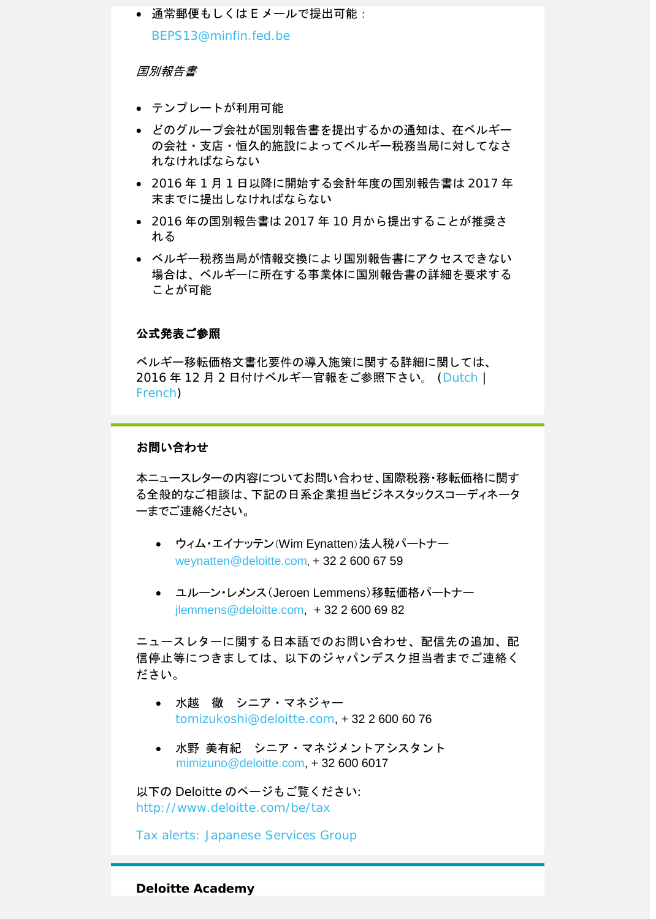- 通常郵便もしくは E メールで提出可能：
  BEPS13@minfin.fed.be

*国別報告書*

- テンプレートが利用可能
- どのグループ会社が国別報告書を提出するかの通知は、在ベルギーの会社・支店・恒久的施設によってベルギー税務当局に対してなされなければならない
- 2016 年 1 月 1 日以降に開始する会計年度の国別報告書は 2017 年末までに提出しなければならない
- 2016 年の国別報告書は 2017 年 10 月から提出することが推奨される
- ベルギー税務当局が情報交換により国別報告書にアクセスできない場合は、ベルギーに所在する事業体に国別報告書の詳細を要求することが可能

**公式発表ご参照**

ベルギー移転価格文書化要件の導入施策に関する詳細に関しては、2016 年 12 月 2 日付けベルギー官報をご参照下さい。（Dutch | French)

**お問い合わせ**

本ニュースレターの内容についてお問い合わせ、国際税務・移転価格に関する全般的なご相談は、下記の日系企業担当ビジネスタックスコーディネーターまでご連絡ください。

- ウィム・エイナッテン(Wim Eynatten)法人税パートナー
  weynatten@deloitte.com, + 32 2 600 67 59

- ユルーン・レメンス(Jeroen Lemmens)移転価格パートナー
  jlemmens@deloitte.com, + 32 2 600 69 82

ニュースレターに関する日本語でのお問い合わせ、配信先の追加、配信停止等につきましては、以下のジャパンデスク担当者までご連絡ください。

- 水越　徹　シニア・マネジャー
  tomizukoshi@deloitte.com, + 32 2 600 60 76

- 水野 美有紀　シニア・マネジメントアシスタント
  mimizuno@deloitte.com, + 32 600 6017

以下の Deloitte のページもご覧ください:
http://www.deloitte.com/be/tax

Tax alerts: Japanese Services Group

**Deloitte Academy**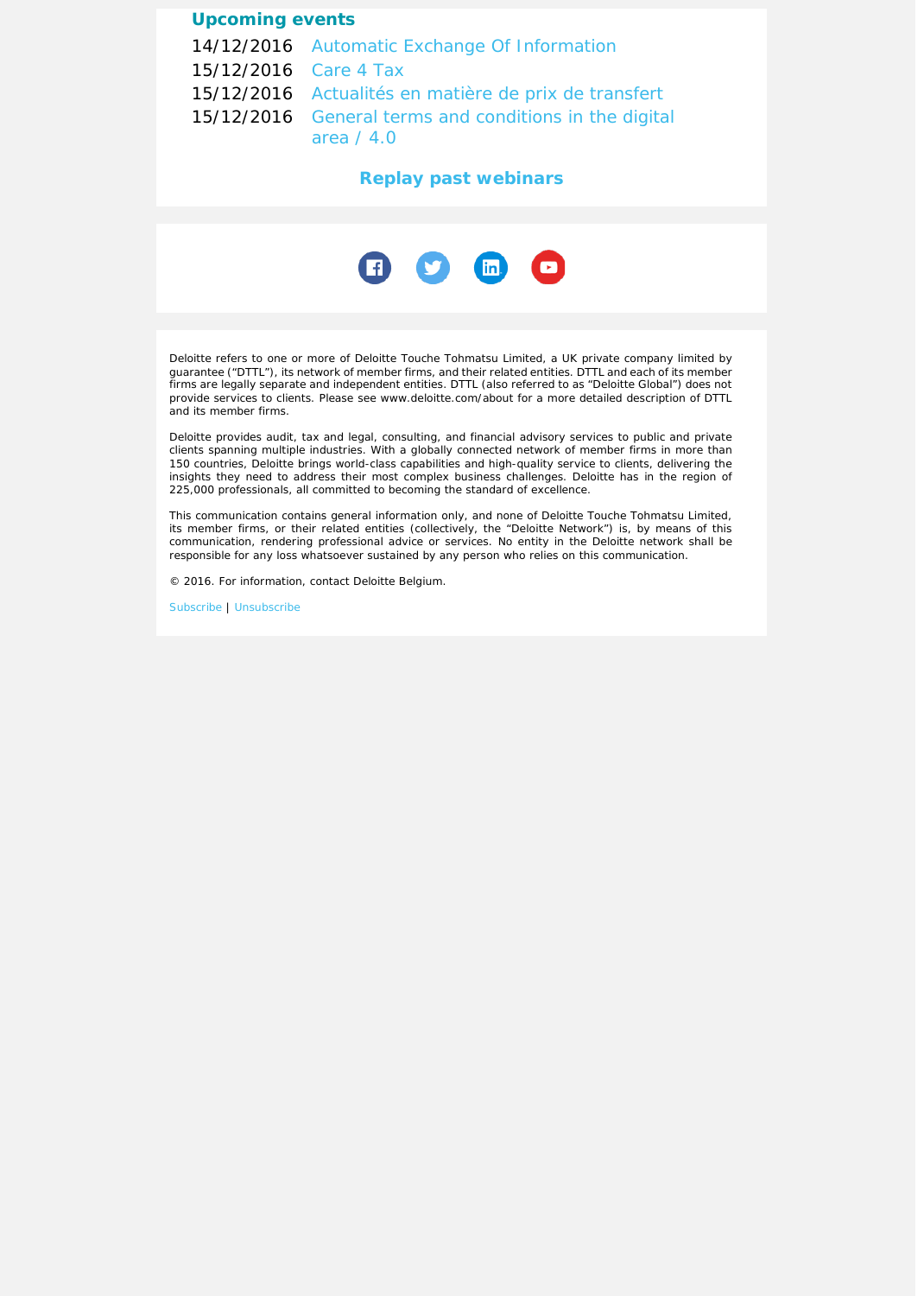## Upcoming events

| | |
|---|---|
| 14/12/2016 | Automatic Exchange Of Information |
| 15/12/2016 | Care 4 Tax |
| 15/12/2016 | Actualités en matière de prix de transfert |
| 15/12/2016 | General terms and conditions in the digital area / 4.0 |

**Replay past webinars**

Deloitte refers to one or more of Deloitte Touche Tohmatsu Limited, a UK private company limited by guarantee ("DTTL"), its network of member firms, and their related entities. DTTL and each of its member firms are legally separate and independent entities. DTTL (also referred to as "Deloitte Global") does not provide services to clients. Please see www.deloitte.com/about for a more detailed description of DTTL and its member firms.

Deloitte provides audit, tax and legal, consulting, and financial advisory services to public and private clients spanning multiple industries. With a globally connected network of member firms in more than 150 countries, Deloitte brings world-class capabilities and high-quality service to clients, delivering the insights they need to address their most complex business challenges. Deloitte has in the region of 225,000 professionals, all committed to becoming the standard of excellence.

This communication contains general information only, and none of Deloitte Touche Tohmatsu Limited, its member firms, or their related entities (collectively, the "Deloitte Network") is, by means of this communication, rendering professional advice or services. No entity in the Deloitte network shall be responsible for any loss whatsoever sustained by any person who relies on this communication.

© 2016. For information, contact Deloitte Belgium.

Subscribe | Unsubscribe